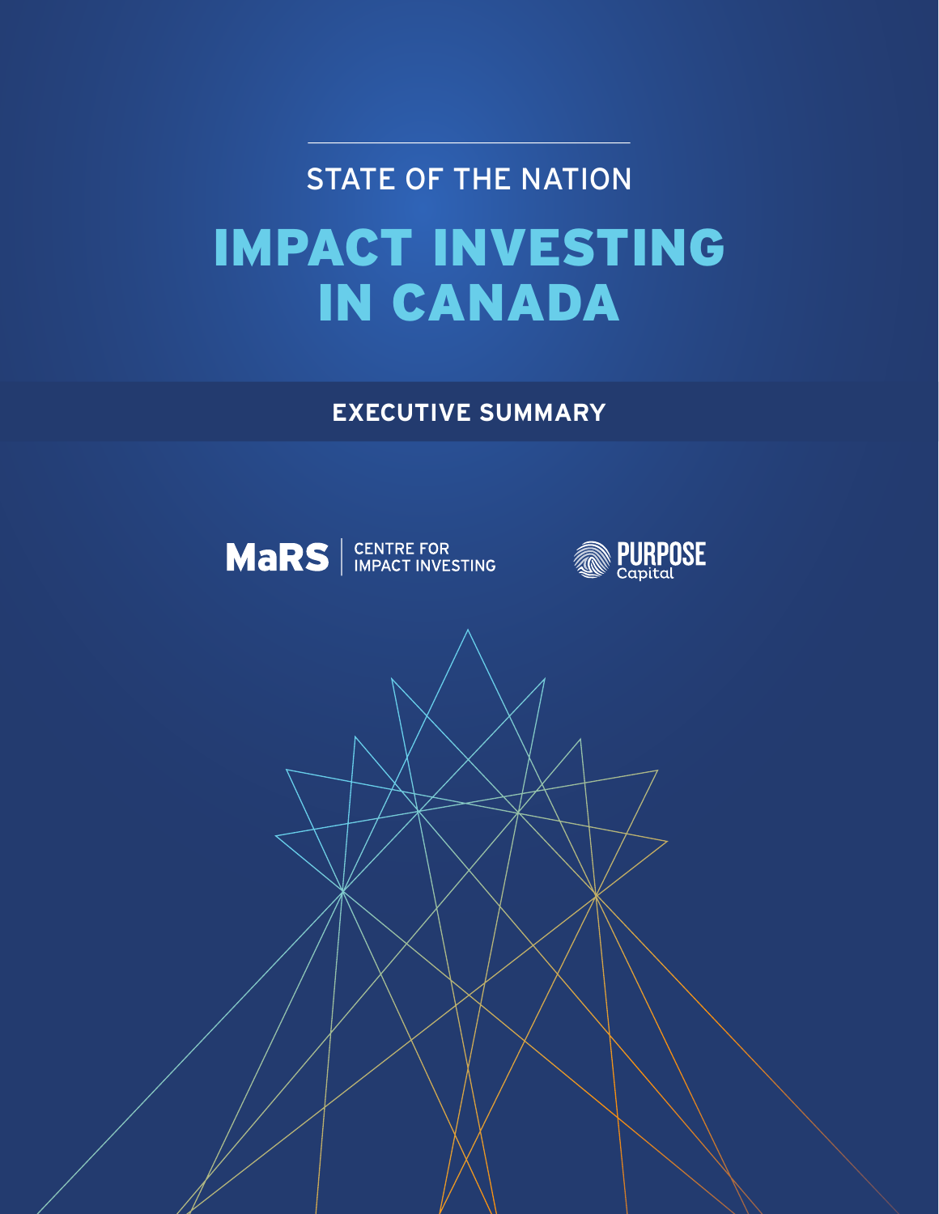STATE OF THE NATION

# IMPACT INVESTING IN CANADA

## EXECUTIVE SUMMARY

MaRS | CENTRE FOR IMPACT INVESTING

PURPOSE Capital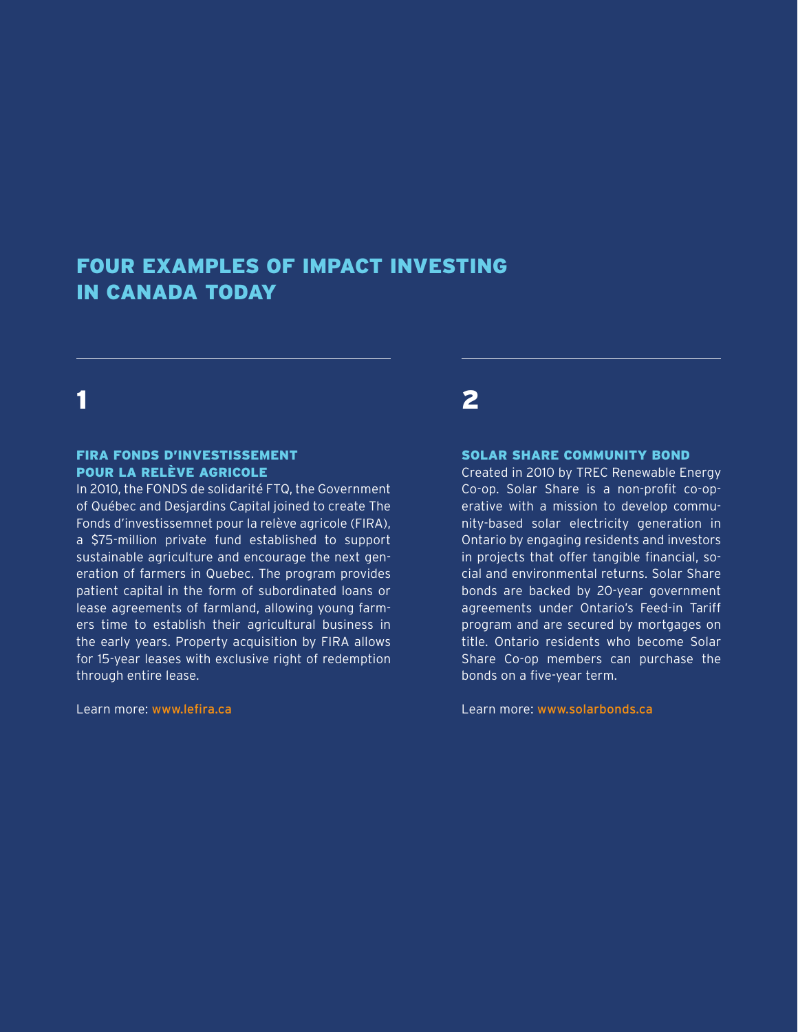# FOUR EXAMPLES OF IMPACT INVESTING IN CANADA TODAY

## 1

### FIRA FONDS D'INVESTISSEMENT POUR LA RELÈVE AGRICOLE

In 2010, the FONDS de solidarité FTQ, the Government of Québec and Desjardins Capital joined to create The Fonds d'investissemnet pour la relève agricole (FIRA), a $75-million private fund established to support sustainable agriculture and encourage the next generation of farmers in Quebec. The program provides patient capital in the form of subordinated loans or lease agreements of farmland, allowing young farmers time to establish their agricultural business in the early years. Property acquisition by FIRA allows for 15-year leases with exclusive right of redemption through entire lease.

Learn more: www.lefira.ca

## 2

### SOLAR SHARE COMMUNITY BOND

Created in 2010 by TREC Renewable Energy Co-op. Solar Share is a non-profit co-operative with a mission to develop community-based solar electricity generation in Ontario by engaging residents and investors in projects that offer tangible financial, social and environmental returns. Solar Share bonds are backed by 20-year government agreements under Ontario's Feed-in Tariff program and are secured by mortgages on title. Ontario residents who become Solar Share Co-op members can purchase the bonds on a five-year term.

Learn more: www.solarbonds.ca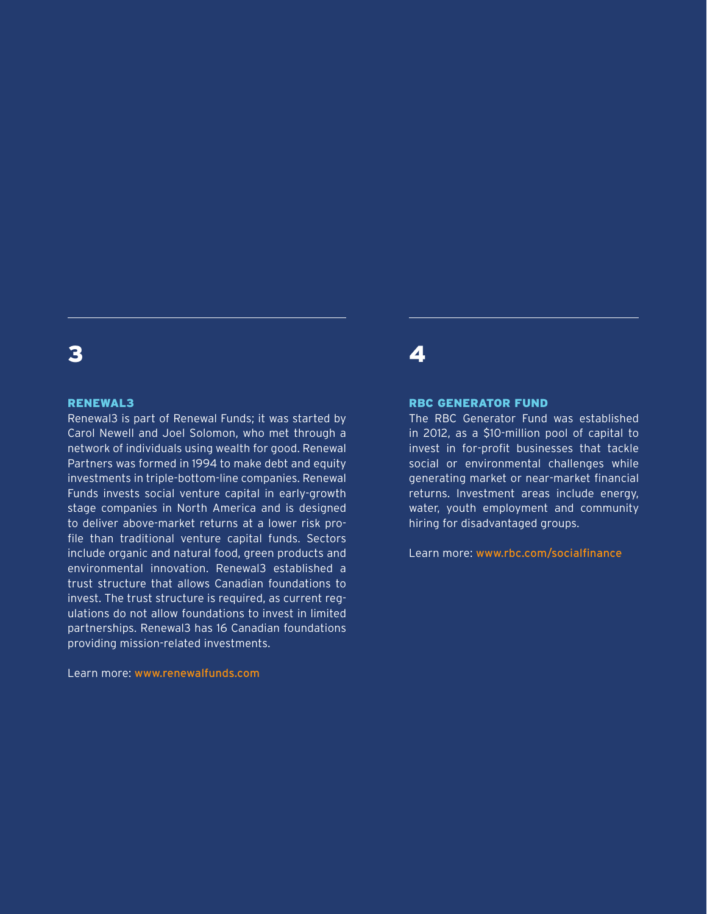## 3

### RENEWAL3

Renewal3 is part of Renewal Funds; it was started by Carol Newell and Joel Solomon, who met through a network of individuals using wealth for good. Renewal Partners was formed in 1994 to make debt and equity investments in triple-bottom-line companies. Renewal Funds invests social venture capital in early-growth stage companies in North America and is designed to deliver above-market returns at a lower risk profile than traditional venture capital funds. Sectors include organic and natural food, green products and environmental innovation. Renewal3 established a trust structure that allows Canadian foundations to invest. The trust structure is required, as current regulations do not allow foundations to invest in limited partnerships. Renewal3 has 16 Canadian foundations providing mission-related investments.

Learn more: www.renewalfunds.com

## 4

### RBC GENERATOR FUND

The RBC Generator Fund was established in 2012, as a $10-million pool of capital to invest in for-profit businesses that tackle social or environmental challenges while generating market or near-market financial returns. Investment areas include energy, water, youth employment and community hiring for disadvantaged groups.

Learn more: www.rbc.com/socialfinance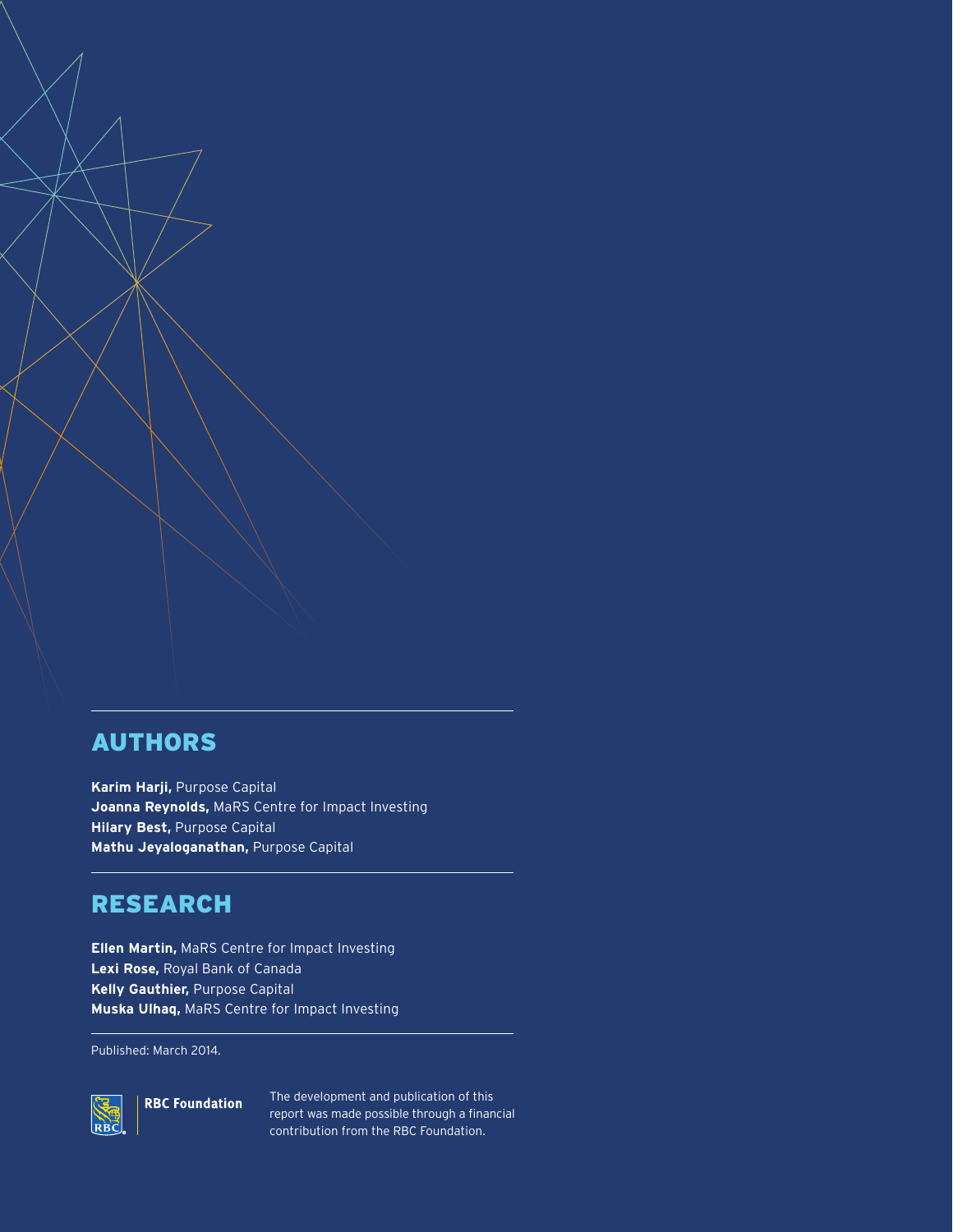## AUTHORS

**Karim Harji,** Purpose Capital
**Joanna Reynolds,** MaRS Centre for Impact Investing
**Hilary Best,** Purpose Capital
**Mathu Jeyaloganathan,** Purpose Capital

## RESEARCH

**Ellen Martin,** MaRS Centre for Impact Investing
**Lexi Rose,** Royal Bank of Canada
**Kelly Gauthier,** Purpose Capital
**Muska Ulhaq,** MaRS Centre for Impact Investing

Published: March 2014.

**RBC Foundation**

The development and publication of this report was made possible through a financial contribution from the RBC Foundation.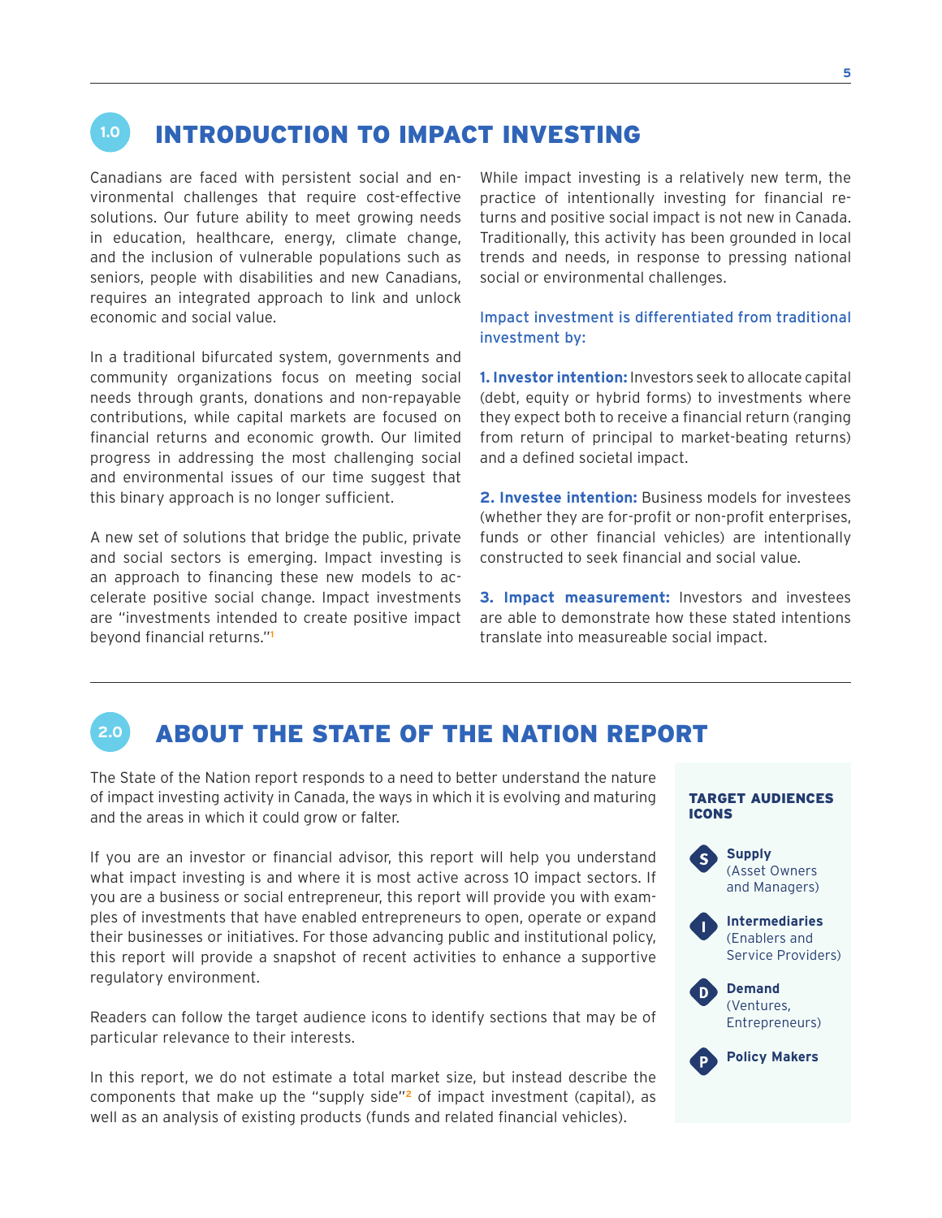# 1.0 INTRODUCTION TO IMPACT INVESTING

Canadians are faced with persistent social and environmental challenges that require cost-effective solutions. Our future ability to meet growing needs in education, healthcare, energy, climate change, and the inclusion of vulnerable populations such as seniors, people with disabilities and new Canadians, requires an integrated approach to link and unlock economic and social value.

In a traditional bifurcated system, governments and community organizations focus on meeting social needs through grants, donations and non-repayable contributions, while capital markets are focused on financial returns and economic growth. Our limited progress in addressing the most challenging social and environmental issues of our time suggest that this binary approach is no longer sufficient.

A new set of solutions that bridge the public, private and social sectors is emerging. Impact investing is an approach to financing these new models to accelerate positive social change. Impact investments are "investments intended to create positive impact beyond financial returns."[1]

While impact investing is a relatively new term, the practice of intentionally investing for financial returns and positive social impact is not new in Canada. Traditionally, this activity has been grounded in local trends and needs, in response to pressing national social or environmental challenges.

Impact investment is differentiated from traditional investment by:

**1. Investor intention:** Investors seek to allocate capital (debt, equity or hybrid forms) to investments where they expect both to receive a financial return (ranging from return of principal to market-beating returns) and a defined societal impact.

**2. Investee intention:** Business models for investees (whether they are for-profit or non-profit enterprises, funds or other financial vehicles) are intentionally constructed to seek financial and social value.

**3. Impact measurement:** Investors and investees are able to demonstrate how these stated intentions translate into measureable social impact.

# 2.0 ABOUT THE STATE OF THE NATION REPORT

The State of the Nation report responds to a need to better understand the nature of impact investing activity in Canada, the ways in which it is evolving and maturing and the areas in which it could grow or falter.

If you are an investor or financial advisor, this report will help you understand what impact investing is and where it is most active across 10 impact sectors. If you are a business or social entrepreneur, this report will provide you with examples of investments that have enabled entrepreneurs to open, operate or expand their businesses or initiatives. For those advancing public and institutional policy, this report will provide a snapshot of recent activities to enhance a supportive regulatory environment.

Readers can follow the target audience icons to identify sections that may be of particular relevance to their interests.

In this report, we do not estimate a total market size, but instead describe the components that make up the "supply side"[2] of impact investment (capital), as well as an analysis of existing products (funds and related financial vehicles).

**TARGET AUDIENCES ICONS**

- **S** — **Supply** (Asset Owners and Managers)
- **I** — **Intermediaries** (Enablers and Service Providers)
- **D** — **Demand** (Ventures, Entrepreneurs)
- **P** — **Policy Makers**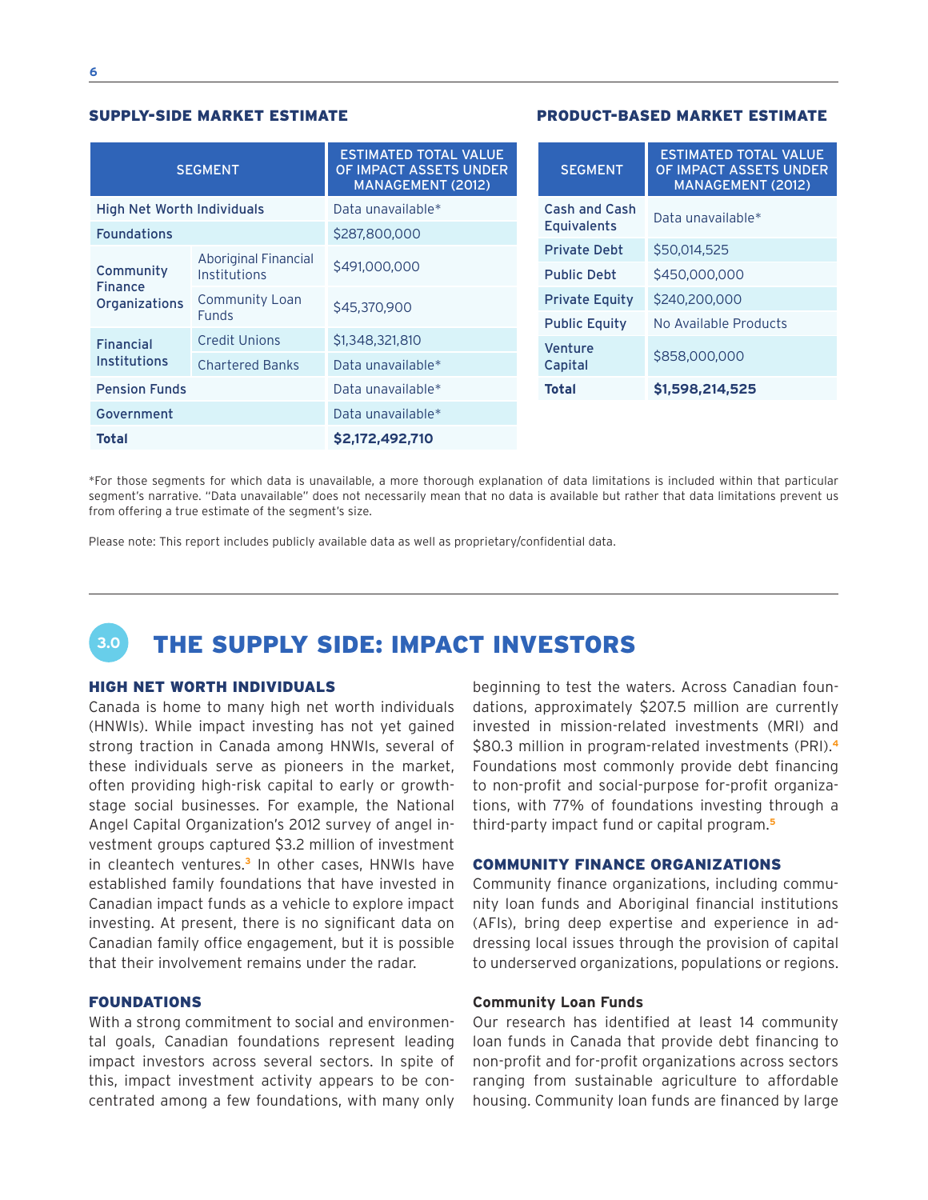### SUPPLY-SIDE MARKET ESTIMATE

| SEGMENT | | ESTIMATED TOTAL VALUE OF IMPACT ASSETS UNDER MANAGEMENT (2012) |
|---|---|---|
| High Net Worth Individuals | | Data unavailable* |
| Foundations | | $287,800,000 |
| Community Finance Organizations | Aboriginal Financial Institutions | $491,000,000 |
| | Community Loan Funds | $45,370,900 |
| Financial Institutions | Credit Unions | $1,348,321,810 |
| | Chartered Banks | Data unavailable* |
| Pension Funds | | Data unavailable* |
| Government | | Data unavailable* |
| **Total** | | **$2,172,492,710** |

### PRODUCT-BASED MARKET ESTIMATE

| SEGMENT | ESTIMATED TOTAL VALUE OF IMPACT ASSETS UNDER MANAGEMENT (2012) |
|---|---|
| Cash and Cash Equivalents | Data unavailable* |
| Private Debt | $50,014,525 |
| Public Debt | $450,000,000 |
| Private Equity | $240,200,000 |
| Public Equity | No Available Products |
| Venture Capital | $858,000,000 |
| **Total** | **$1,598,214,525** |

*For those segments for which data is unavailable, a more thorough explanation of data limitations is included within that particular segment's narrative. "Data unavailable" does not necessarily mean that no data is available but rather that data limitations prevent us from offering a true estimate of the segment's size.

Please note: This report includes publicly available data as well as proprietary/confidential data.

# 3.0 THE SUPPLY SIDE: IMPACT INVESTORS

### HIGH NET WORTH INDIVIDUALS

Canada is home to many high net worth individuals (HNWIs). While impact investing has not yet gained strong traction in Canada among HNWIs, several of these individuals serve as pioneers in the market, often providing high-risk capital to early or growth-stage social businesses. For example, the National Angel Capital Organization's 2012 survey of angel investment groups captured $3.2 million of investment in cleantech ventures.[3] In other cases, HNWIs have established family foundations that have invested in Canadian impact funds as a vehicle to explore impact investing. At present, there is no significant data on Canadian family office engagement, but it is possible that their involvement remains under the radar.

### FOUNDATIONS

With a strong commitment to social and environmental goals, Canadian foundations represent leading impact investors across several sectors. In spite of this, impact investment activity appears to be concentrated among a few foundations, with many only beginning to test the waters. Across Canadian foundations, approximately $207.5 million are currently invested in mission-related investments (MRI) and $80.3 million in program-related investments (PRI).[4] Foundations most commonly provide debt financing to non-profit and social-purpose for-profit organizations, with 77% of foundations investing through a third-party impact fund or capital program.[5]

### COMMUNITY FINANCE ORGANIZATIONS

Community finance organizations, including community loan funds and Aboriginal financial institutions (AFIs), bring deep expertise and experience in addressing local issues through the provision of capital to underserved organizations, populations or regions.

**Community Loan Funds**

Our research has identified at least 14 community loan funds in Canada that provide debt financing to non-profit and for-profit organizations across sectors ranging from sustainable agriculture to affordable housing. Community loan funds are financed by large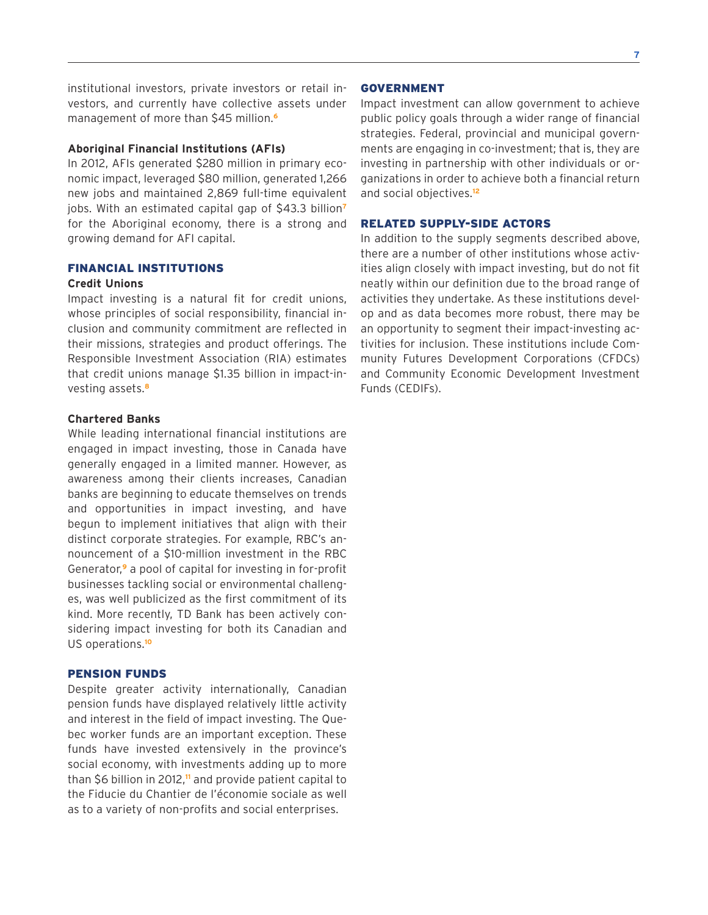institutional investors, private investors or retail investors, and currently have collective assets under management of more than $45 million.[6]

**Aboriginal Financial Institutions (AFIs)**

In 2012, AFIs generated $280 million in primary economic impact, leveraged $80 million, generated 1,266 new jobs and maintained 2,869 full-time equivalent jobs. With an estimated capital gap of $43.3 billion[7] for the Aboriginal economy, there is a strong and growing demand for AFI capital.

## FINANCIAL INSTITUTIONS

**Credit Unions**

Impact investing is a natural fit for credit unions, whose principles of social responsibility, financial inclusion and community commitment are reflected in their missions, strategies and product offerings. The Responsible Investment Association (RIA) estimates that credit unions manage $1.35 billion in impact-investing assets.[8]

**Chartered Banks**

While leading international financial institutions are engaged in impact investing, those in Canada have generally engaged in a limited manner. However, as awareness among their clients increases, Canadian banks are beginning to educate themselves on trends and opportunities in impact investing, and have begun to implement initiatives that align with their distinct corporate strategies. For example, RBC's announcement of a $10-million investment in the RBC Generator,[9] a pool of capital for investing in for-profit businesses tackling social or environmental challenges, was well publicized as the first commitment of its kind. More recently, TD Bank has been actively considering impact investing for both its Canadian and US operations.[10]

## PENSION FUNDS

Despite greater activity internationally, Canadian pension funds have displayed relatively little activity and interest in the field of impact investing. The Quebec worker funds are an important exception. These funds have invested extensively in the province's social economy, with investments adding up to more than $6 billion in 2012,[11] and provide patient capital to the Fiducie du Chantier de l'économie sociale as well as to a variety of non-profits and social enterprises.

## GOVERNMENT

Impact investment can allow government to achieve public policy goals through a wider range of financial strategies. Federal, provincial and municipal governments are engaging in co-investment; that is, they are investing in partnership with other individuals or organizations in order to achieve both a financial return and social objectives.[12]

## RELATED SUPPLY-SIDE ACTORS

In addition to the supply segments described above, there are a number of other institutions whose activities align closely with impact investing, but do not fit neatly within our definition due to the broad range of activities they undertake. As these institutions develop and as data becomes more robust, there may be an opportunity to segment their impact-investing activities for inclusion. These institutions include Community Futures Development Corporations (CFDCs) and Community Economic Development Investment Funds (CEDIFs).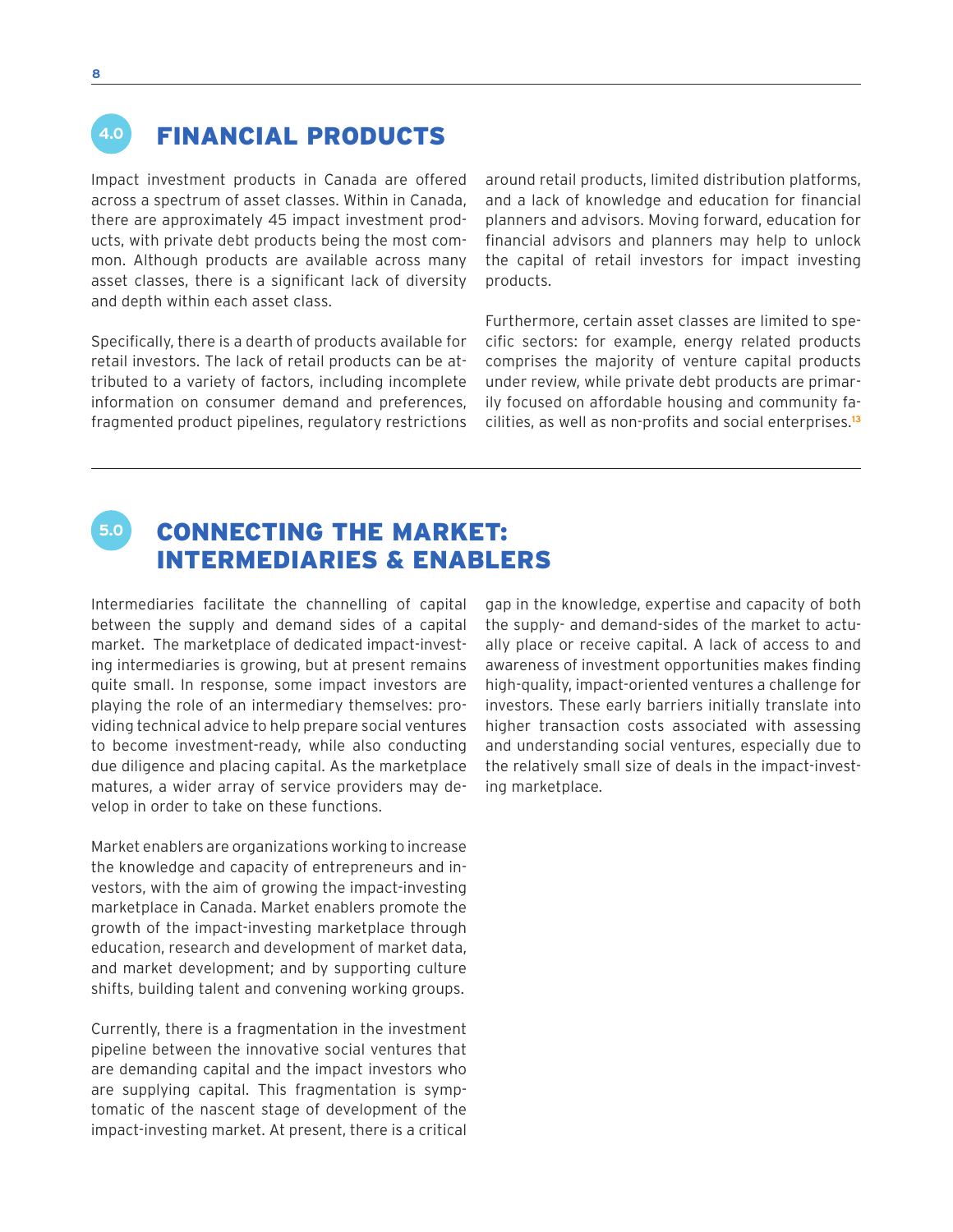## 4.0 FINANCIAL PRODUCTS

Impact investment products in Canada are offered across a spectrum of asset classes. Within in Canada, there are approximately 45 impact investment products, with private debt products being the most common. Although products are available across many asset classes, there is a significant lack of diversity and depth within each asset class.

Specifically, there is a dearth of products available for retail investors. The lack of retail products can be attributed to a variety of factors, including incomplete information on consumer demand and preferences, fragmented product pipelines, regulatory restrictions around retail products, limited distribution platforms, and a lack of knowledge and education for financial planners and advisors. Moving forward, education for financial advisors and planners may help to unlock the capital of retail investors for impact investing products.

Furthermore, certain asset classes are limited to specific sectors: for example, energy related products comprises the majority of venture capital products under review, while private debt products are primarily focused on affordable housing and community facilities, as well as non-profits and social enterprises.[13]

## 5.0 CONNECTING THE MARKET: INTERMEDIARIES & ENABLERS

Intermediaries facilitate the channelling of capital between the supply and demand sides of a capital market. The marketplace of dedicated impact-investing intermediaries is growing, but at present remains quite small. In response, some impact investors are playing the role of an intermediary themselves: providing technical advice to help prepare social ventures to become investment-ready, while also conducting due diligence and placing capital. As the marketplace matures, a wider array of service providers may develop in order to take on these functions.

Market enablers are organizations working to increase the knowledge and capacity of entrepreneurs and investors, with the aim of growing the impact-investing marketplace in Canada. Market enablers promote the growth of the impact-investing marketplace through education, research and development of market data, and market development; and by supporting culture shifts, building talent and convening working groups.

Currently, there is a fragmentation in the investment pipeline between the innovative social ventures that are demanding capital and the impact investors who are supplying capital. This fragmentation is symptomatic of the nascent stage of development of the impact-investing market. At present, there is a critical gap in the knowledge, expertise and capacity of both the supply- and demand-sides of the market to actually place or receive capital. A lack of access to and awareness of investment opportunities makes finding high-quality, impact-oriented ventures a challenge for investors. These early barriers initially translate into higher transaction costs associated with assessing and understanding social ventures, especially due to the relatively small size of deals in the impact-investing marketplace.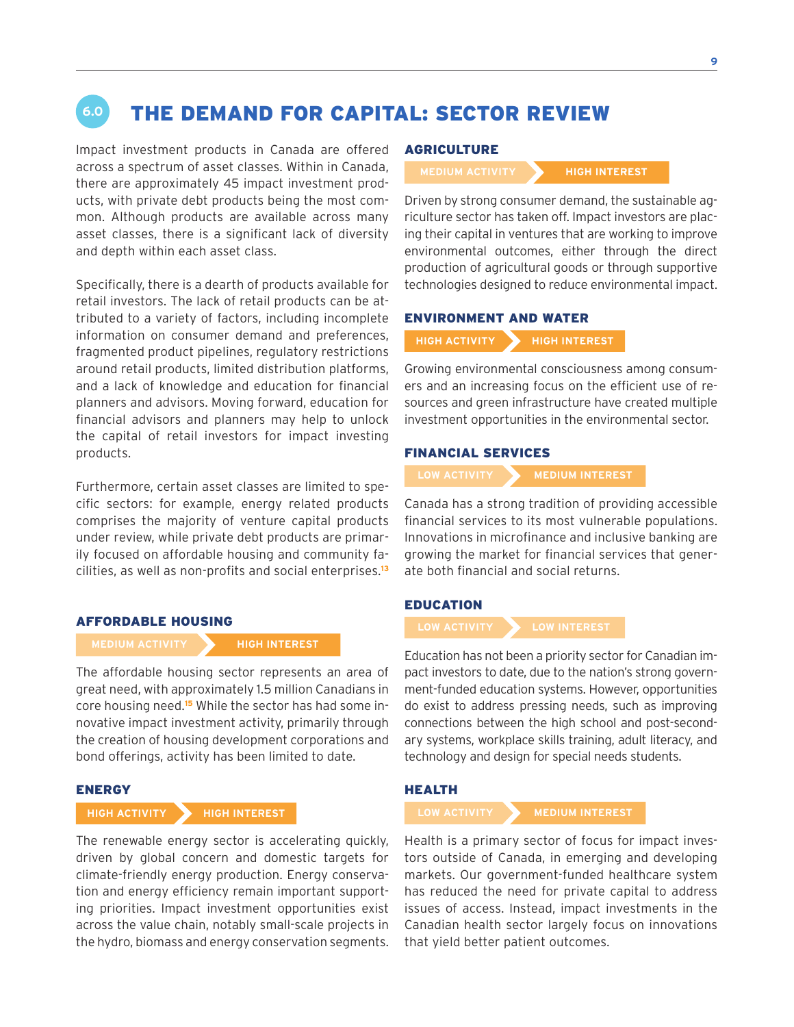## 6.0 THE DEMAND FOR CAPITAL: SECTOR REVIEW

Impact investment products in Canada are offered across a spectrum of asset classes. Within in Canada, there are approximately 45 impact investment products, with private debt products being the most common. Although products are available across many asset classes, there is a significant lack of diversity and depth within each asset class.

Specifically, there is a dearth of products available for retail investors. The lack of retail products can be attributed to a variety of factors, including incomplete information on consumer demand and preferences, fragmented product pipelines, regulatory restrictions around retail products, limited distribution platforms, and a lack of knowledge and education for financial planners and advisors. Moving forward, education for financial advisors and planners may help to unlock the capital of retail investors for impact investing products.

Furthermore, certain asset classes are limited to specific sectors: for example, energy related products comprises the majority of venture capital products under review, while private debt products are primarily focused on affordable housing and community facilities, as well as non-profits and social enterprises.[13]

### AFFORDABLE HOUSING

MEDIUM ACTIVITY | HIGH INTEREST

The affordable housing sector represents an area of great need, with approximately 1.5 million Canadians in core housing need.[15] While the sector has had some innovative impact investment activity, primarily through the creation of housing development corporations and bond offerings, activity has been limited to date.

### ENERGY

HIGH ACTIVITY | HIGH INTEREST

The renewable energy sector is accelerating quickly, driven by global concern and domestic targets for climate-friendly energy production. Energy conservation and energy efficiency remain important supporting priorities. Impact investment opportunities exist across the value chain, notably small-scale projects in the hydro, biomass and energy conservation segments.

### AGRICULTURE

MEDIUM ACTIVITY | HIGH INTEREST

Driven by strong consumer demand, the sustainable agriculture sector has taken off. Impact investors are placing their capital in ventures that are working to improve environmental outcomes, either through the direct production of agricultural goods or through supportive technologies designed to reduce environmental impact.

### ENVIRONMENT AND WATER

HIGH ACTIVITY | HIGH INTEREST

Growing environmental consciousness among consumers and an increasing focus on the efficient use of resources and green infrastructure have created multiple investment opportunities in the environmental sector.

### FINANCIAL SERVICES

LOW ACTIVITY | MEDIUM INTEREST

Canada has a strong tradition of providing accessible financial services to its most vulnerable populations. Innovations in microfinance and inclusive banking are growing the market for financial services that generate both financial and social returns.

### EDUCATION

LOW ACTIVITY | LOW INTEREST

Education has not been a priority sector for Canadian impact investors to date, due to the nation's strong government-funded education systems. However, opportunities do exist to address pressing needs, such as improving connections between the high school and post-secondary systems, workplace skills training, adult literacy, and technology and design for special needs students.

### HEALTH

LOW ACTIVITY | MEDIUM INTEREST

Health is a primary sector of focus for impact investors outside of Canada, in emerging and developing markets. Our government-funded healthcare system has reduced the need for private capital to address issues of access. Instead, impact investments in the Canadian health sector largely focus on innovations that yield better patient outcomes.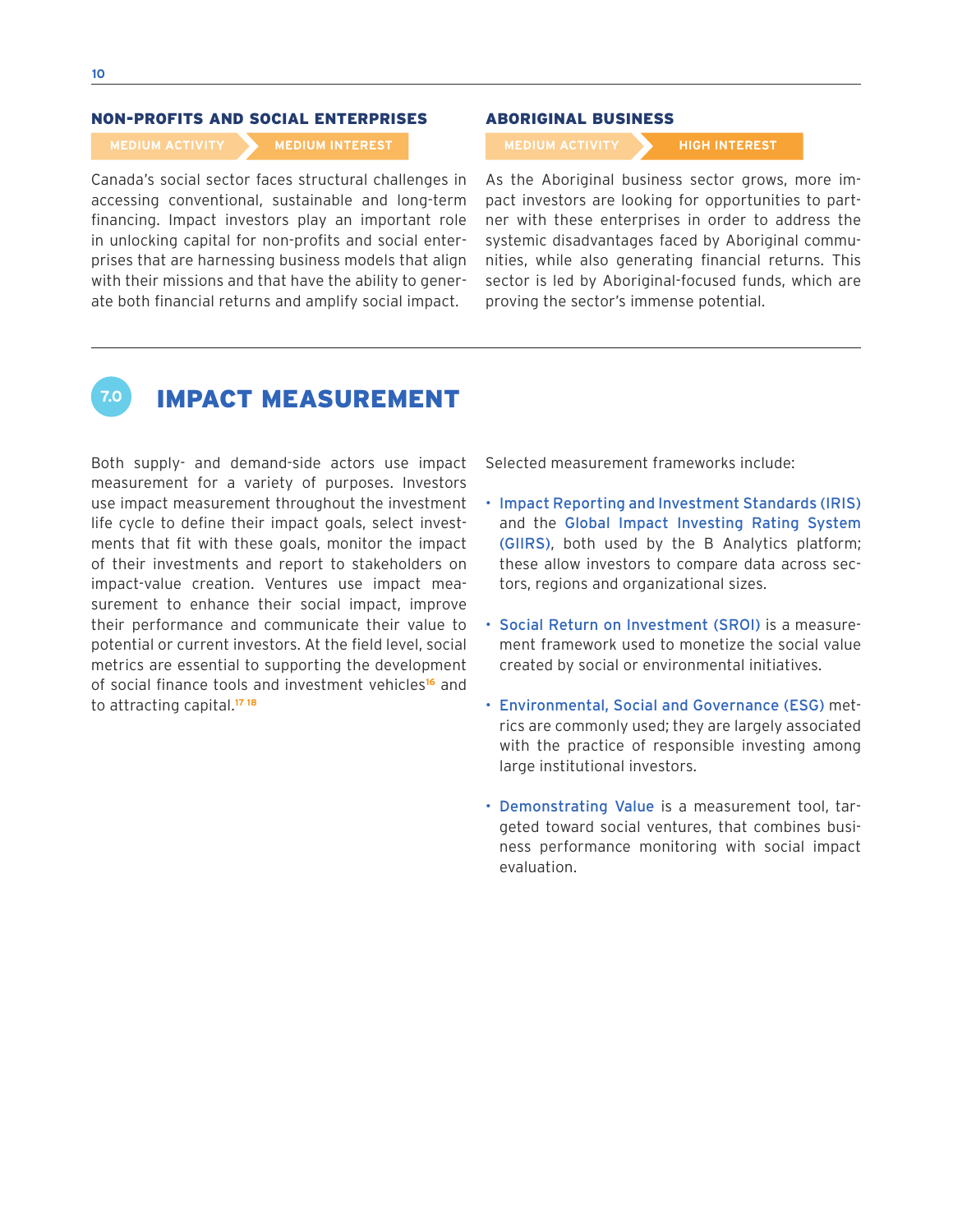### NON-PROFITS AND SOCIAL ENTERPRISES

MEDIUM ACTIVITY | MEDIUM INTEREST

Canada's social sector faces structural challenges in accessing conventional, sustainable and long-term financing. Impact investors play an important role in unlocking capital for non-profits and social enterprises that are harnessing business models that align with their missions and that have the ability to generate both financial returns and amplify social impact.

### ABORIGINAL BUSINESS

MEDIUM ACTIVITY | HIGH INTEREST

As the Aboriginal business sector grows, more impact investors are looking for opportunities to partner with these enterprises in order to address the systemic disadvantages faced by Aboriginal communities, while also generating financial returns. This sector is led by Aboriginal-focused funds, which are proving the sector's immense potential.

## 7.0 IMPACT MEASUREMENT

Both supply- and demand-side actors use impact measurement for a variety of purposes. Investors use impact measurement throughout the investment life cycle to define their impact goals, select investments that fit with these goals, monitor the impact of their investments and report to stakeholders on impact-value creation. Ventures use impact measurement to enhance their social impact, improve their performance and communicate their value to potential or current investors. At the field level, social metrics are essential to supporting the development of social finance tools and investment vehicles[16] and to attracting capital.[17] [18]

Selected measurement frameworks include:

- Impact Reporting and Investment Standards (IRIS) and the Global Impact Investing Rating System (GIIRS), both used by the B Analytics platform; these allow investors to compare data across sectors, regions and organizational sizes.
- Social Return on Investment (SROI) is a measurement framework used to monetize the social value created by social or environmental initiatives.
- Environmental, Social and Governance (ESG) metrics are commonly used; they are largely associated with the practice of responsible investing among large institutional investors.
- Demonstrating Value is a measurement tool, targeted toward social ventures, that combines business performance monitoring with social impact evaluation.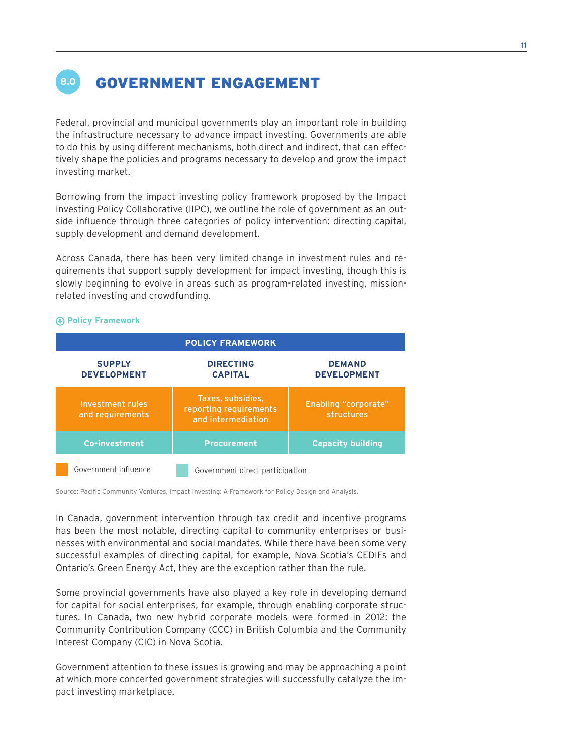# 8.0 GOVERNMENT ENGAGEMENT

Federal, provincial and municipal governments play an important role in building the infrastructure necessary to advance impact investing. Governments are able to do this by using different mechanisms, both direct and indirect, that can effectively shape the policies and programs necessary to develop and grow the impact investing market.

Borrowing from the impact investing policy framework proposed by the Impact Investing Policy Collaborative (IIPC), we outline the role of government as an outside influence through three categories of policy intervention: directing capital, supply development and demand development.

Across Canada, there has been very limited change in investment rules and requirements that support supply development for impact investing, though this is slowly beginning to evolve in areas such as program-related investing, mission-related investing and crowdfunding.

**Policy Framework**

| POLICY FRAMEWORK | | |
|---|---|---|
| **SUPPLY DEVELOPMENT** | **DIRECTING CAPITAL** | **DEMAND DEVELOPMENT** |
| Investment rules and requirements | Taxes, subsidies, reporting requirements and intermediation | Enabling "corporate" structures |
| Co-investment | Procurement | Capacity building |

Government influence (Investment rules and requirements; Taxes, subsidies, reporting requirements and intermediation; Enabling "corporate" structures)

Government direct participation (Co-investment; Procurement; Capacity building)

Source: Pacific Community Ventures, Impact Investing: A Framework for Policy Design and Analysis.

In Canada, government intervention through tax credit and incentive programs has been the most notable, directing capital to community enterprises or businesses with environmental and social mandates. While there have been some very successful examples of directing capital, for example, Nova Scotia's CEDIFs and Ontario's Green Energy Act, they are the exception rather than the rule.

Some provincial governments have also played a key role in developing demand for capital for social enterprises, for example, through enabling corporate structures. In Canada, two new hybrid corporate models were formed in 2012: the Community Contribution Company (CCC) in British Columbia and the Community Interest Company (CIC) in Nova Scotia.

Government attention to these issues is growing and may be approaching a point at which more concerted government strategies will successfully catalyze the impact investing marketplace.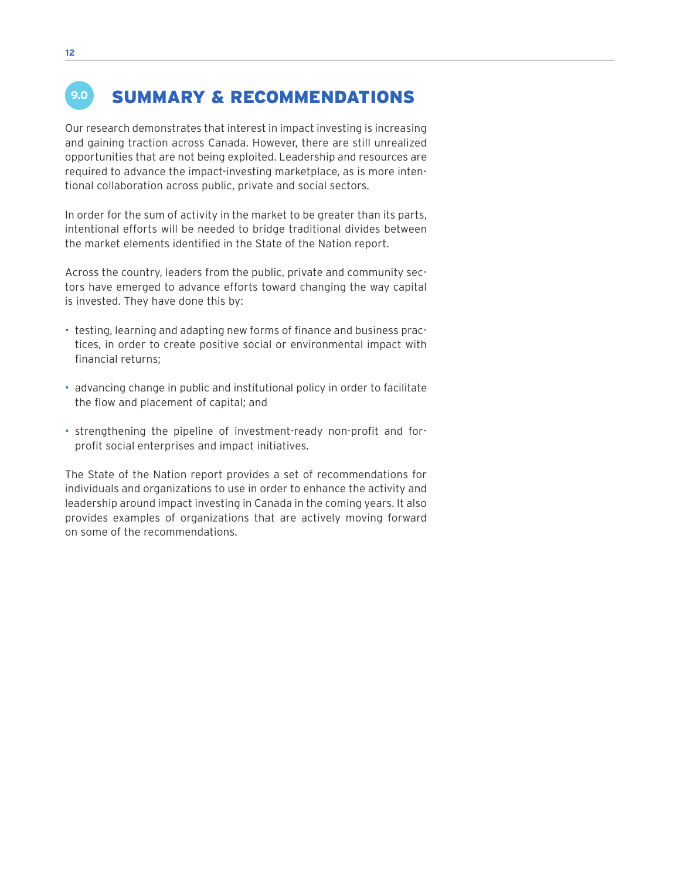# 9.0 SUMMARY & RECOMMENDATIONS

Our research demonstrates that interest in impact investing is increasing and gaining traction across Canada. However, there are still unrealized opportunities that are not being exploited. Leadership and resources are required to advance the impact-investing marketplace, as is more intentional collaboration across public, private and social sectors.

In order for the sum of activity in the market to be greater than its parts, intentional efforts will be needed to bridge traditional divides between the market elements identified in the State of the Nation report.

Across the country, leaders from the public, private and community sectors have emerged to advance efforts toward changing the way capital is invested. They have done this by:

- testing, learning and adapting new forms of finance and business practices, in order to create positive social or environmental impact with financial returns;
- advancing change in public and institutional policy in order to facilitate the flow and placement of capital; and
- strengthening the pipeline of investment-ready non-profit and for-profit social enterprises and impact initiatives.

The State of the Nation report provides a set of recommendations for individuals and organizations to use in order to enhance the activity and leadership around impact investing in Canada in the coming years. It also provides examples of organizations that are actively moving forward on some of the recommendations.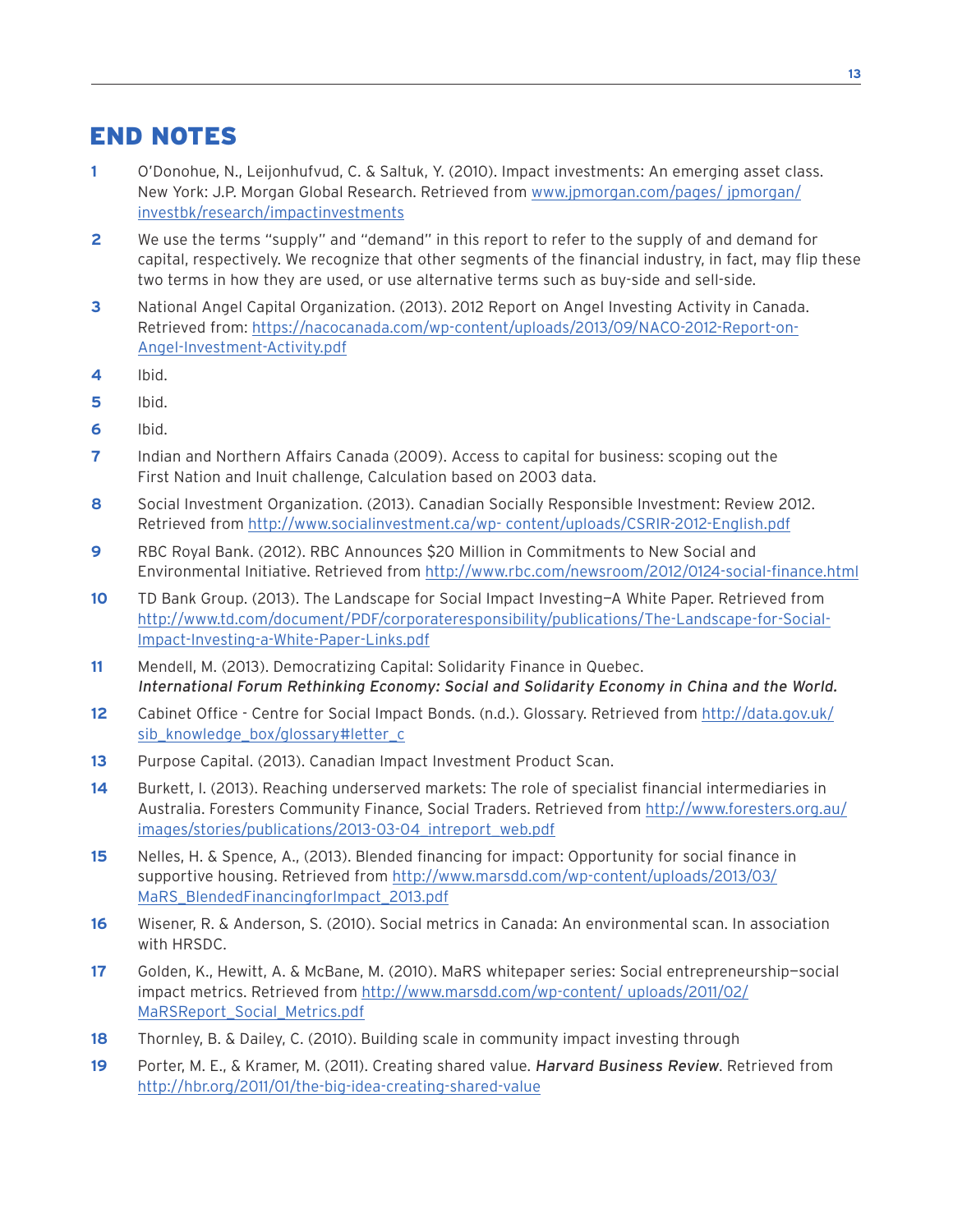# END NOTES

1. O'Donohue, N., Leijonhufvud, C. & Saltuk, Y. (2010). Impact investments: An emerging asset class. New York: J.P. Morgan Global Research. Retrieved from www.jpmorgan.com/pages/ jpmorgan/investbk/research/impactinvestments
2. We use the terms "supply" and "demand" in this report to refer to the supply of and demand for capital, respectively. We recognize that other segments of the financial industry, in fact, may flip these two terms in how they are used, or use alternative terms such as buy-side and sell-side.
3. National Angel Capital Organization. (2013). 2012 Report on Angel Investing Activity in Canada. Retrieved from: https://nacocanada.com/wp-content/uploads/2013/09/NACO-2012-Report-on-Angel-Investment-Activity.pdf
4. Ibid.
5. Ibid.
6. Ibid.
7. Indian and Northern Affairs Canada (2009). Access to capital for business: scoping out the First Nation and Inuit challenge, Calculation based on 2003 data.
8. Social Investment Organization. (2013). Canadian Socially Responsible Investment: Review 2012. Retrieved from http://www.socialinvestment.ca/wp- content/uploads/CSRIR-2012-English.pdf
9. RBC Royal Bank. (2012). RBC Announces $20 Million in Commitments to New Social and Environmental Initiative. Retrieved from http://www.rbc.com/newsroom/2012/0124-social-finance.html
10. TD Bank Group. (2013). The Landscape for Social Impact Investing—A White Paper. Retrieved from http://www.td.com/document/PDF/corporateresponsibility/publications/The-Landscape-for-Social-Impact-Investing-a-White-Paper-Links.pdf
11. Mendell, M. (2013). Democratizing Capital: Solidarity Finance in Quebec. *International Forum Rethinking Economy: Social and Solidarity Economy in China and the World.*
12. Cabinet Office - Centre for Social Impact Bonds. (n.d.). Glossary. Retrieved from http://data.gov.uk/sib_knowledge_box/glossary#letter_c
13. Purpose Capital. (2013). Canadian Impact Investment Product Scan.
14. Burkett, I. (2013). Reaching underserved markets: The role of specialist financial intermediaries in Australia. Foresters Community Finance, Social Traders. Retrieved from http://www.foresters.org.au/images/stories/publications/2013-03-04_intreport_web.pdf
15. Nelles, H. & Spence, A., (2013). Blended financing for impact: Opportunity for social finance in supportive housing. Retrieved from http://www.marsdd.com/wp-content/uploads/2013/03/MaRS_BlendedFinancingforImpact_2013.pdf
16. Wisener, R. & Anderson, S. (2010). Social metrics in Canada: An environmental scan. In association with HRSDC.
17. Golden, K., Hewitt, A. & McBane, M. (2010). MaRS whitepaper series: Social entrepreneurship—social impact metrics. Retrieved from http://www.marsdd.com/wp-content/ uploads/2011/02/MaRSReport_Social_Metrics.pdf
18. Thornley, B. & Dailey, C. (2010). Building scale in community impact investing through
19. Porter, M. E., & Kramer, M. (2011). Creating shared value. *Harvard Business Review*. Retrieved from http://hbr.org/2011/01/the-big-idea-creating-shared-value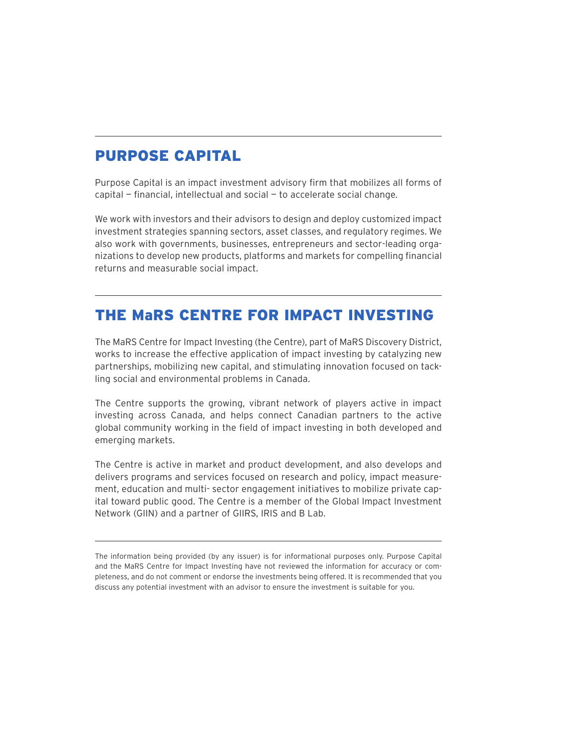## PURPOSE CAPITAL

Purpose Capital is an impact investment advisory firm that mobilizes all forms of capital — financial, intellectual and social — to accelerate social change.

We work with investors and their advisors to design and deploy customized impact investment strategies spanning sectors, asset classes, and regulatory regimes. We also work with governments, businesses, entrepreneurs and sector-leading organizations to develop new products, platforms and markets for compelling financial returns and measurable social impact.

## THE MaRS CENTRE FOR IMPACT INVESTING

The MaRS Centre for Impact Investing (the Centre), part of MaRS Discovery District, works to increase the effective application of impact investing by catalyzing new partnerships, mobilizing new capital, and stimulating innovation focused on tackling social and environmental problems in Canada.

The Centre supports the growing, vibrant network of players active in impact investing across Canada, and helps connect Canadian partners to the active global community working in the field of impact investing in both developed and emerging markets.

The Centre is active in market and product development, and also develops and delivers programs and services focused on research and policy, impact measurement, education and multi- sector engagement initiatives to mobilize private capital toward public good. The Centre is a member of the Global Impact Investment Network (GIIN) and a partner of GIIRS, IRIS and B Lab.

---

The information being provided (by any issuer) is for informational purposes only. Purpose Capital and the MaRS Centre for Impact Investing have not reviewed the information for accuracy or completeness, and do not comment or endorse the investments being offered. It is recommended that you discuss any potential investment with an advisor to ensure the investment is suitable for you.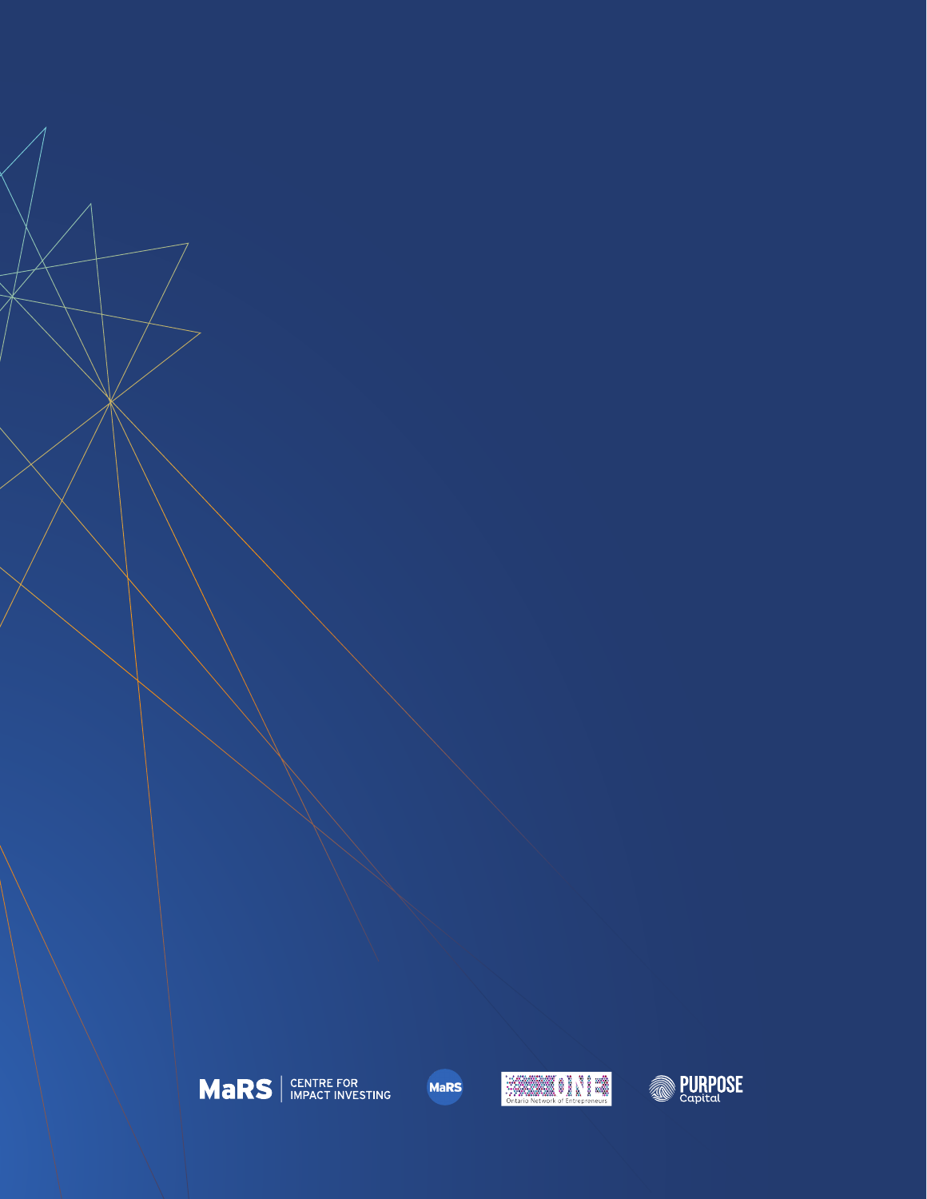MaRS | CENTRE FOR IMPACT INVESTING

MaRS

ONE Ontario Network of Entrepreneurs

PURPOSE Capital